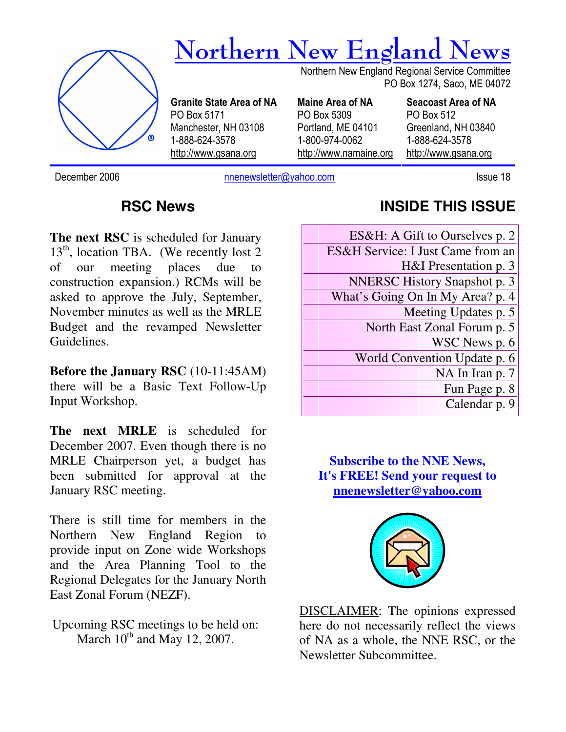# Northern New England News

Northern New England Regional Service Committee
PO Box 1274, Saco, ME 04072

**Granite State Area of NA**
PO Box 5171
Manchester, NH 03108
1-888-624-3578
http://www.gsana.org

**Maine Area of NA**
PO Box 5309
Portland, ME 04101
1-800-974-0062
http://www.namaine.org

**Seacoast Area of NA**
PO Box 512
Greenland, NH 03840
1-888-624-3578
http://www.gsana.org

December 2006 | nnenewsletter@yahoo.com | Issue 18

## RSC News

**The next RSC** is scheduled for January 13th, location TBA. (We recently lost 2 of our meeting places due to construction expansion.) RCMs will be asked to approve the July, September, November minutes as well as the MRLE Budget and the revamped Newsletter Guidelines.

**Before the January RSC** (10-11:45AM) there will be a Basic Text Follow-Up Input Workshop.

**The next MRLE** is scheduled for December 2007. Even though there is no MRLE Chairperson yet, a budget has been submitted for approval at the January RSC meeting.

There is still time for members in the Northern New England Region to provide input on Zone wide Workshops and the Area Planning Tool to the Regional Delegates for the January North East Zonal Forum (NEZF).

Upcoming RSC meetings to be held on: March 10th and May 12, 2007.

## INSIDE THIS ISSUE

| |
|---|
| ES&H: A Gift to Ourselves p. 2 |
| ES&H Service: I Just Came from an H&I Presentation p. 3 |
| NNERSC History Snapshot p. 3 |
| What's Going On In My Area? p. 4 |
| Meeting Updates p. 5 |
| North East Zonal Forum p. 5 |
| WSC News p. 6 |
| World Convention Update p. 6 |
| NA In Iran p. 7 |
| Fun Page p. 8 |
| Calendar p. 9 |

**Subscribe to the NNE News, It's FREE! Send your request to nnenewsletter@yahoo.com**

DISCLAIMER: The opinions expressed here do not necessarily reflect the views of NA as a whole, the NNE RSC, or the Newsletter Subcommittee.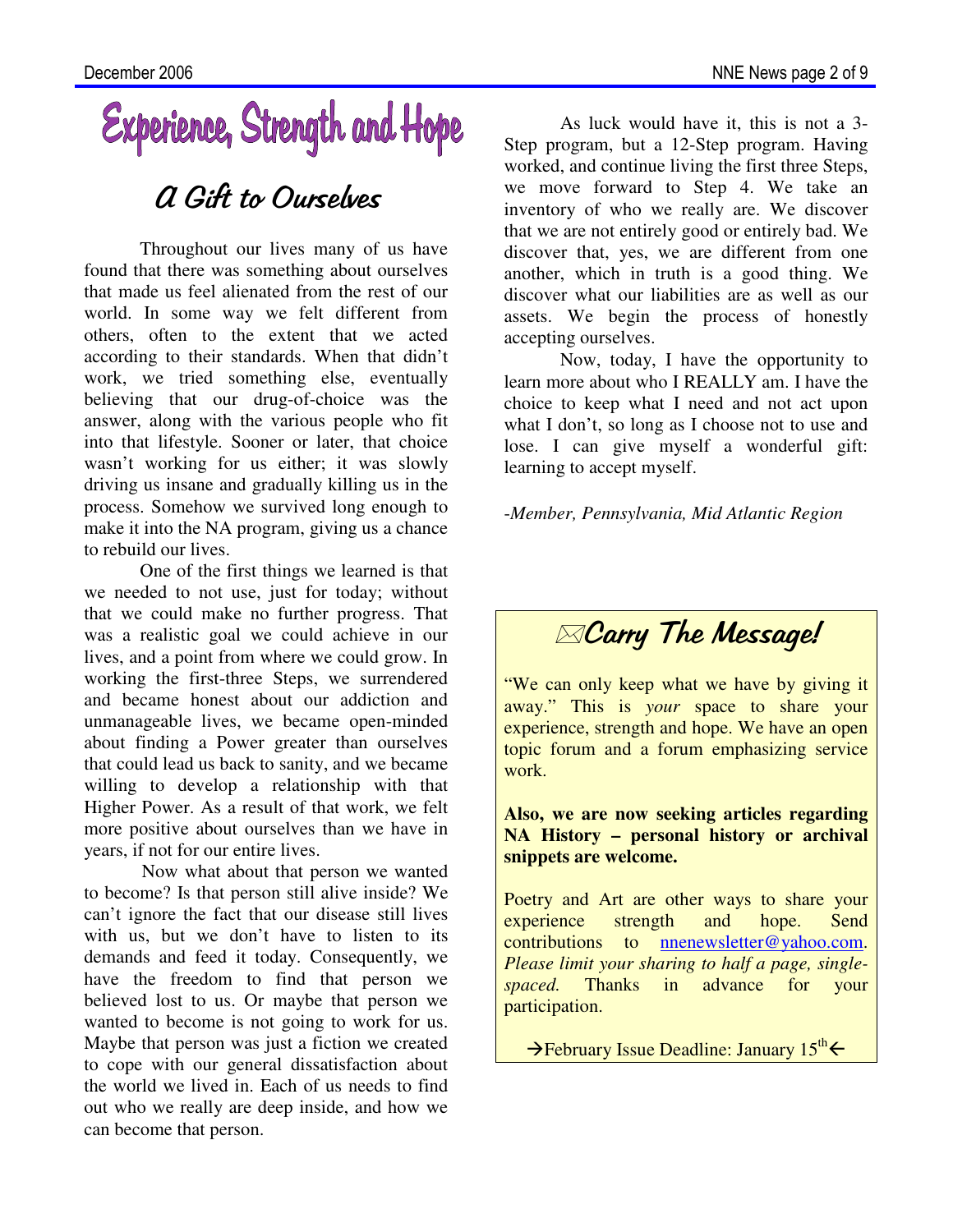# Experience, Strength and Hope

## A Gift to Ourselves

Throughout our lives many of us have found that there was something about ourselves that made us feel alienated from the rest of our world. In some way we felt different from others, often to the extent that we acted according to their standards. When that didn't work, we tried something else, eventually believing that our drug-of-choice was the answer, along with the various people who fit into that lifestyle. Sooner or later, that choice wasn't working for us either; it was slowly driving us insane and gradually killing us in the process. Somehow we survived long enough to make it into the NA program, giving us a chance to rebuild our lives.

One of the first things we learned is that we needed to not use, just for today; without that we could make no further progress. That was a realistic goal we could achieve in our lives, and a point from where we could grow. In working the first-three Steps, we surrendered and became honest about our addiction and unmanageable lives, we became open-minded about finding a Power greater than ourselves that could lead us back to sanity, and we became willing to develop a relationship with that Higher Power. As a result of that work, we felt more positive about ourselves than we have in years, if not for our entire lives.

Now what about that person we wanted to become? Is that person still alive inside? We can't ignore the fact that our disease still lives with us, but we don't have to listen to its demands and feed it today. Consequently, we have the freedom to find that person we believed lost to us. Or maybe that person we wanted to become is not going to work for us. Maybe that person was just a fiction we created to cope with our general dissatisfaction about the world we lived in. Each of us needs to find out who we really are deep inside, and how we can become that person.

As luck would have it, this is not a 3-Step program, but a 12-Step program. Having worked, and continue living the first three Steps, we move forward to Step 4. We take an inventory of who we really are. We discover that we are not entirely good or entirely bad. We discover that, yes, we are different from one another, which in truth is a good thing. We discover what our liabilities are as well as our assets. We begin the process of honestly accepting ourselves.

Now, today, I have the opportunity to learn more about who I REALLY am. I have the choice to keep what I need and not act upon what I don't, so long as I choose not to use and lose. I can give myself a wonderful gift: learning to accept myself.

*-Member, Pennsylvania, Mid Atlantic Region*

## ✉Carry The Message!

"We can only keep what we have by giving it away." This is *your* space to share your experience, strength and hope. We have an open topic forum and a forum emphasizing service work.

**Also, we are now seeking articles regarding NA History – personal history or archival snippets are welcome.**

Poetry and Art are other ways to share your experience strength and hope. Send contributions to nnenewsletter@yahoo.com. *Please limit your sharing to half a page, single-spaced.* Thanks in advance for your participation.

→February Issue Deadline: January 15th←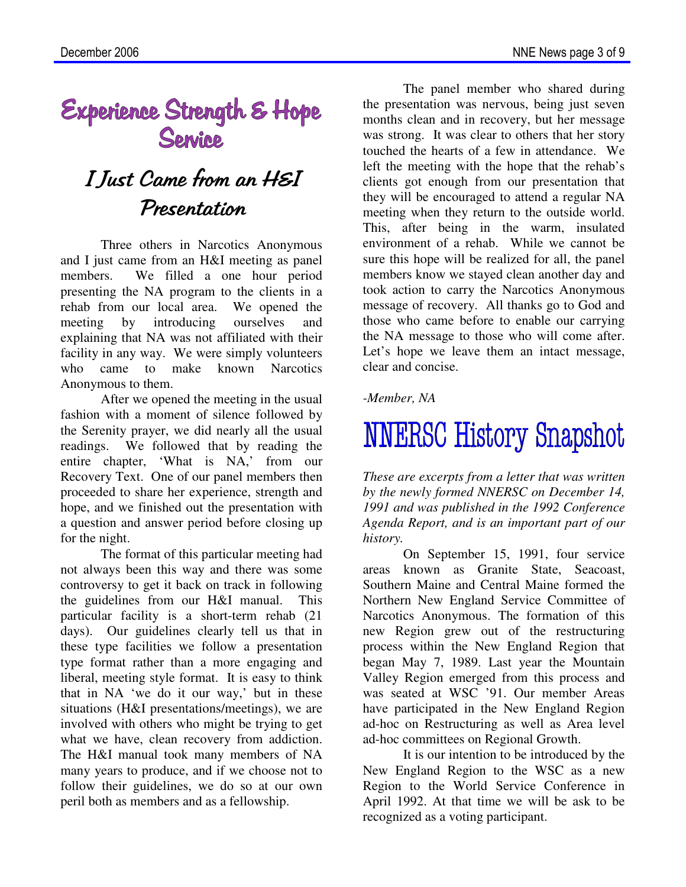# Experience Strength & Hope Service

## I Just Came from an H&I Presentation

Three others in Narcotics Anonymous and I just came from an H&I meeting as panel members. We filled a one hour period presenting the NA program to the clients in a rehab from our local area. We opened the meeting by introducing ourselves and explaining that NA was not affiliated with their facility in any way. We were simply volunteers who came to make known Narcotics Anonymous to them.

After we opened the meeting in the usual fashion with a moment of silence followed by the Serenity prayer, we did nearly all the usual readings. We followed that by reading the entire chapter, 'What is NA,' from our Recovery Text. One of our panel members then proceeded to share her experience, strength and hope, and we finished out the presentation with a question and answer period before closing up for the night.

The format of this particular meeting had not always been this way and there was some controversy to get it back on track in following the guidelines from our H&I manual. This particular facility is a short-term rehab (21 days). Our guidelines clearly tell us that in these type facilities we follow a presentation type format rather than a more engaging and liberal, meeting style format. It is easy to think that in NA 'we do it our way,' but in these situations (H&I presentations/meetings), we are involved with others who might be trying to get what we have, clean recovery from addiction. The H&I manual took many members of NA many years to produce, and if we choose not to follow their guidelines, we do so at our own peril both as members and as a fellowship.

The panel member who shared during the presentation was nervous, being just seven months clean and in recovery, but her message was strong. It was clear to others that her story touched the hearts of a few in attendance. We left the meeting with the hope that the rehab's clients got enough from our presentation that they will be encouraged to attend a regular NA meeting when they return to the outside world. This, after being in the warm, insulated environment of a rehab. While we cannot be sure this hope will be realized for all, the panel members know we stayed clean another day and took action to carry the Narcotics Anonymous message of recovery. All thanks go to God and those who came before to enable our carrying the NA message to those who will come after. Let's hope we leave them an intact message, clear and concise.

*-Member, NA*

# NNERSC History Snapshot

*These are excerpts from a letter that was written by the newly formed NNERSC on December 14, 1991 and was published in the 1992 Conference Agenda Report, and is an important part of our history.*

On September 15, 1991, four service areas known as Granite State, Seacoast, Southern Maine and Central Maine formed the Northern New England Service Committee of Narcotics Anonymous. The formation of this new Region grew out of the restructuring process within the New England Region that began May 7, 1989. Last year the Mountain Valley Region emerged from this process and was seated at WSC '91. Our member Areas have participated in the New England Region ad-hoc on Restructuring as well as Area level ad-hoc committees on Regional Growth.

It is our intention to be introduced by the New England Region to the WSC as a new Region to the World Service Conference in April 1992. At that time we will be ask to be recognized as a voting participant.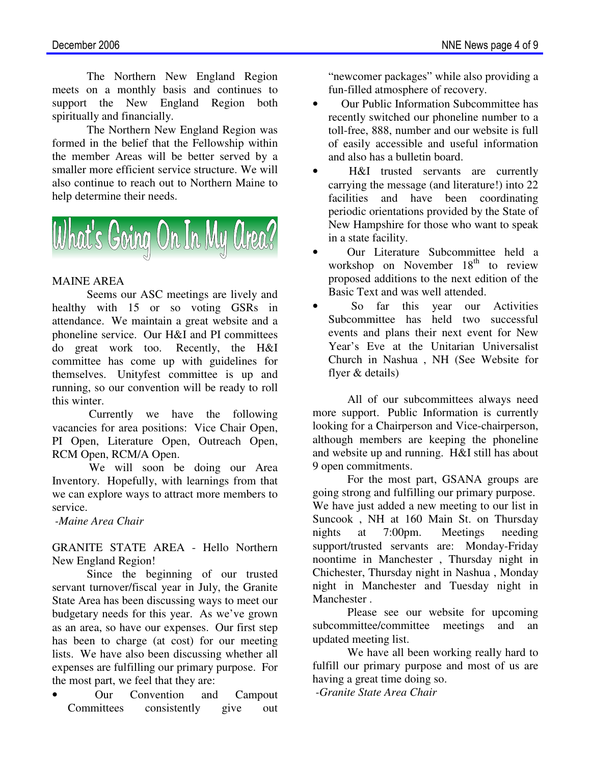The Northern New England Region meets on a monthly basis and continues to support the New England Region both spiritually and financially.

The Northern New England Region was formed in the belief that the Fellowship within the member Areas will be better served by a smaller more efficient service structure. We will also continue to reach out to Northern Maine to help determine their needs.

## What's Going On In My Area?

### MAINE AREA

Seems our ASC meetings are lively and healthy with 15 or so voting GSRs in attendance. We maintain a great website and a phoneline service. Our H&I and PI committees do great work too. Recently, the H&I committee has come up with guidelines for themselves. Unityfest committee is up and running, so our convention will be ready to roll this winter.

Currently we have the following vacancies for area positions: Vice Chair Open, PI Open, Literature Open, Outreach Open, RCM Open, RCM/A Open.

We will soon be doing our Area Inventory. Hopefully, with learnings from that we can explore ways to attract more members to service.

*-Maine Area Chair*

### GRANITE STATE AREA - Hello Northern New England Region!

Since the beginning of our trusted servant turnover/fiscal year in July, the Granite State Area has been discussing ways to meet our budgetary needs for this year. As we've grown as an area, so have our expenses. Our first step has been to charge (at cost) for our meeting lists. We have also been discussing whether all expenses are fulfilling our primary purpose. For the most part, we feel that they are:

- Our Convention and Campout Committees consistently give out "newcomer packages" while also providing a fun-filled atmosphere of recovery.
- Our Public Information Subcommittee has recently switched our phoneline number to a toll-free, 888, number and our website is full of easily accessible and useful information and also has a bulletin board.
- H&I trusted servants are currently carrying the message (and literature!) into 22 facilities and have been coordinating periodic orientations provided by the State of New Hampshire for those who want to speak in a state facility.
- Our Literature Subcommittee held a workshop on November 18th to review proposed additions to the next edition of the Basic Text and was well attended.
- So far this year our Activities Subcommittee has held two successful events and plans their next event for New Year's Eve at the Unitarian Universalist Church in Nashua , NH (See Website for flyer & details)

All of our subcommittees always need more support. Public Information is currently looking for a Chairperson and Vice-chairperson, although members are keeping the phoneline and website up and running. H&I still has about 9 open commitments.

For the most part, GSANA groups are going strong and fulfilling our primary purpose. We have just added a new meeting to our list in Suncook , NH at 160 Main St. on Thursday nights at 7:00pm. Meetings needing support/trusted servants are: Monday-Friday noontime in Manchester , Thursday night in Chichester, Thursday night in Nashua , Monday night in Manchester and Tuesday night in Manchester .

Please see our website for upcoming subcommittee/committee meetings and an updated meeting list.

We have all been working really hard to fulfill our primary purpose and most of us are having a great time doing so.

*-Granite State Area Chair*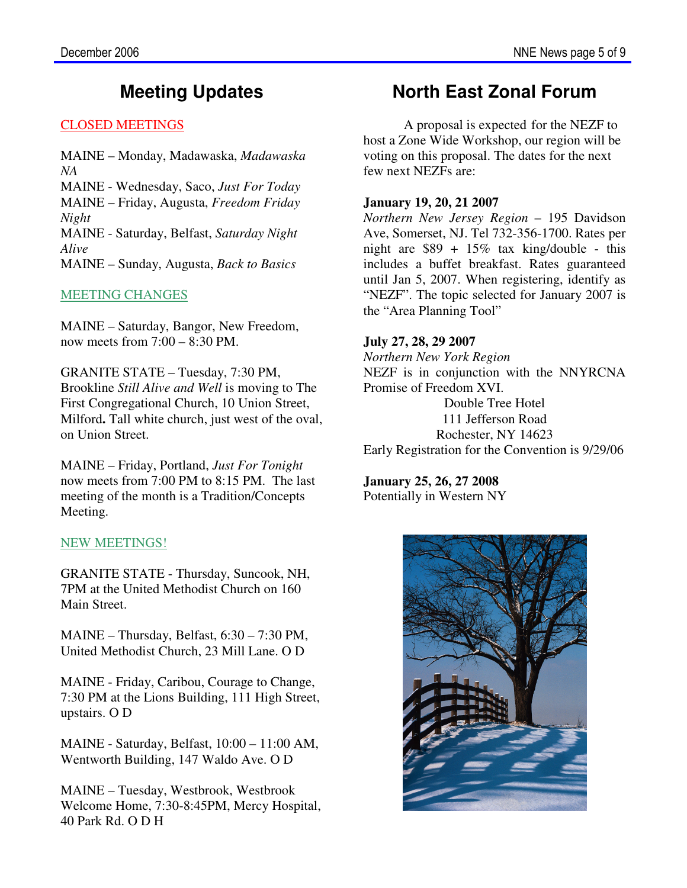## Meeting Updates

CLOSED MEETINGS

MAINE – Monday, Madawaska, *Madawaska NA*
MAINE - Wednesday, Saco, *Just For Today*
MAINE – Friday, Augusta, *Freedom Friday Night*
MAINE - Saturday, Belfast, *Saturday Night Alive*
MAINE – Sunday, Augusta, *Back to Basics*

MEETING CHANGES

MAINE – Saturday, Bangor, New Freedom, now meets from 7:00 – 8:30 PM.

GRANITE STATE – Tuesday, 7:30 PM, Brookline *Still Alive and Well* is moving to The First Congregational Church, 10 Union Street, Milford**.** Tall white church, just west of the oval, on Union Street.

MAINE – Friday, Portland, *Just For Tonight* now meets from 7:00 PM to 8:15 PM. The last meeting of the month is a Tradition/Concepts Meeting.

NEW MEETINGS!

GRANITE STATE - Thursday, Suncook, NH, 7PM at the United Methodist Church on 160 Main Street.

MAINE – Thursday, Belfast, 6:30 – 7:30 PM, United Methodist Church, 23 Mill Lane. O D

MAINE - Friday, Caribou, Courage to Change, 7:30 PM at the Lions Building, 111 High Street, upstairs. O D

MAINE - Saturday, Belfast, 10:00 – 11:00 AM, Wentworth Building, 147 Waldo Ave. O D

MAINE – Tuesday, Westbrook, Westbrook Welcome Home, 7:30-8:45PM, Mercy Hospital, 40 Park Rd. O D H

## North East Zonal Forum

A proposal is expected for the NEZF to host a Zone Wide Workshop, our region will be voting on this proposal. The dates for the next few next NEZFs are:

**January 19, 20, 21 2007**
*Northern New Jersey Region* – 195 Davidson Ave, Somerset, NJ. Tel 732-356-1700. Rates per night are $89 + 15% tax king/double - this includes a buffet breakfast. Rates guaranteed until Jan 5, 2007. When registering, identify as "NEZF". The topic selected for January 2007 is the "Area Planning Tool"

**July 27, 28, 29 2007**
*Northern New York Region*
NEZF is in conjunction with the NNYRCNA Promise of Freedom XVI.
Double Tree Hotel
111 Jefferson Road
Rochester, NY 14623
Early Registration for the Convention is 9/29/06

**January 25, 26, 27 2008**
Potentially in Western NY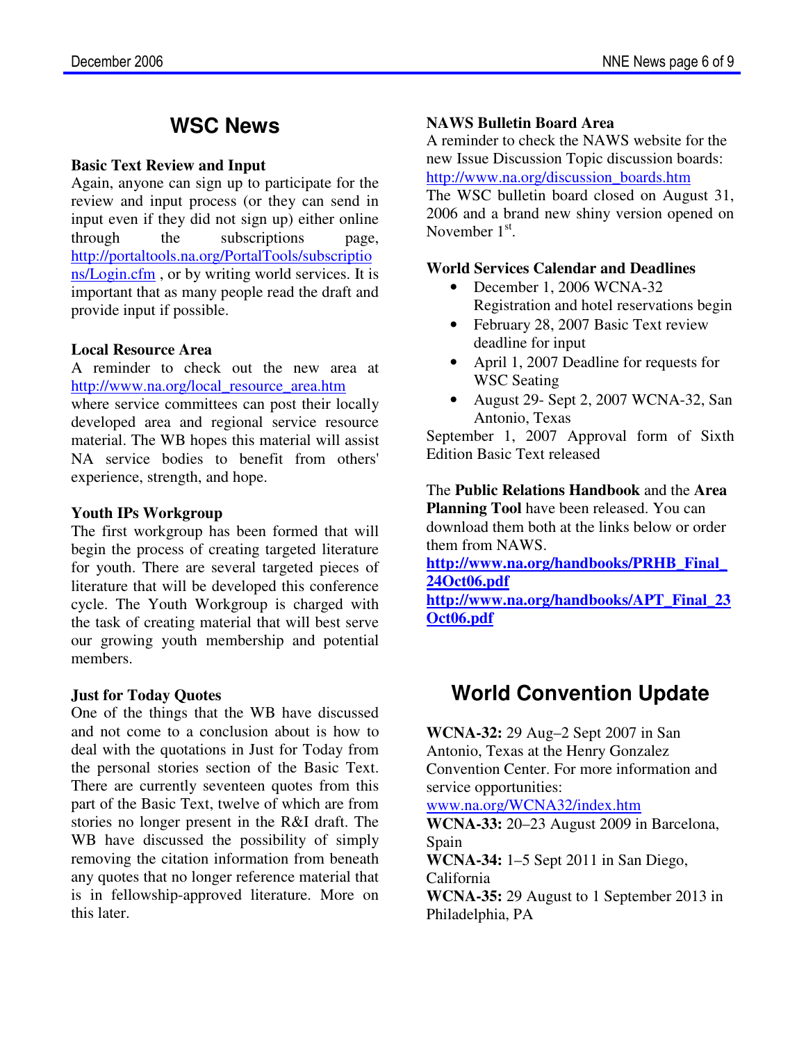# WSC News

**Basic Text Review and Input**

Again, anyone can sign up to participate for the review and input process (or they can send in input even if they did not sign up) either online through the subscriptions page, http://portaltools.na.org/PortalTools/subscriptions/Login.cfm , or by writing world services. It is important that as many people read the draft and provide input if possible.

**Local Resource Area**

A reminder to check out the new area at http://www.na.org/local_resource_area.htm where service committees can post their locally developed area and regional service resource material. The WB hopes this material will assist NA service bodies to benefit from others' experience, strength, and hope.

**Youth IPs Workgroup**

The first workgroup has been formed that will begin the process of creating targeted literature for youth. There are several targeted pieces of literature that will be developed this conference cycle. The Youth Workgroup is charged with the task of creating material that will best serve our growing youth membership and potential members.

**Just for Today Quotes**

One of the things that the WB have discussed and not come to a conclusion about is how to deal with the quotations in Just for Today from the personal stories section of the Basic Text. There are currently seventeen quotes from this part of the Basic Text, twelve of which are from stories no longer present in the R&I draft. The WB have discussed the possibility of simply removing the citation information from beneath any quotes that no longer reference material that is in fellowship-approved literature. More on this later.

**NAWS Bulletin Board Area**

A reminder to check the NAWS website for the new Issue Discussion Topic discussion boards: http://www.na.org/discussion_boards.htm

The WSC bulletin board closed on August 31, 2006 and a brand new shiny version opened on November 1st.

**World Services Calendar and Deadlines**

- December 1, 2006 WCNA-32 Registration and hotel reservations begin
- February 28, 2007 Basic Text review deadline for input
- April 1, 2007 Deadline for requests for WSC Seating
- August 29- Sept 2, 2007 WCNA-32, San Antonio, Texas

September 1, 2007 Approval form of Sixth Edition Basic Text released

The **Public Relations Handbook** and the **Area Planning Tool** have been released. You can download them both at the links below or order them from NAWS.

**http://www.na.org/handbooks/PRHB_Final_24Oct06.pdf**
**http://www.na.org/handbooks/APT_Final_23Oct06.pdf**

# World Convention Update

**WCNA-32:** 29 Aug–2 Sept 2007 in San Antonio, Texas at the Henry Gonzalez Convention Center. For more information and service opportunities: www.na.org/WCNA32/index.htm
**WCNA-33:** 20–23 August 2009 in Barcelona, Spain
**WCNA-34:** 1–5 Sept 2011 in San Diego, California
**WCNA-35:** 29 August to 1 September 2013 in Philadelphia, PA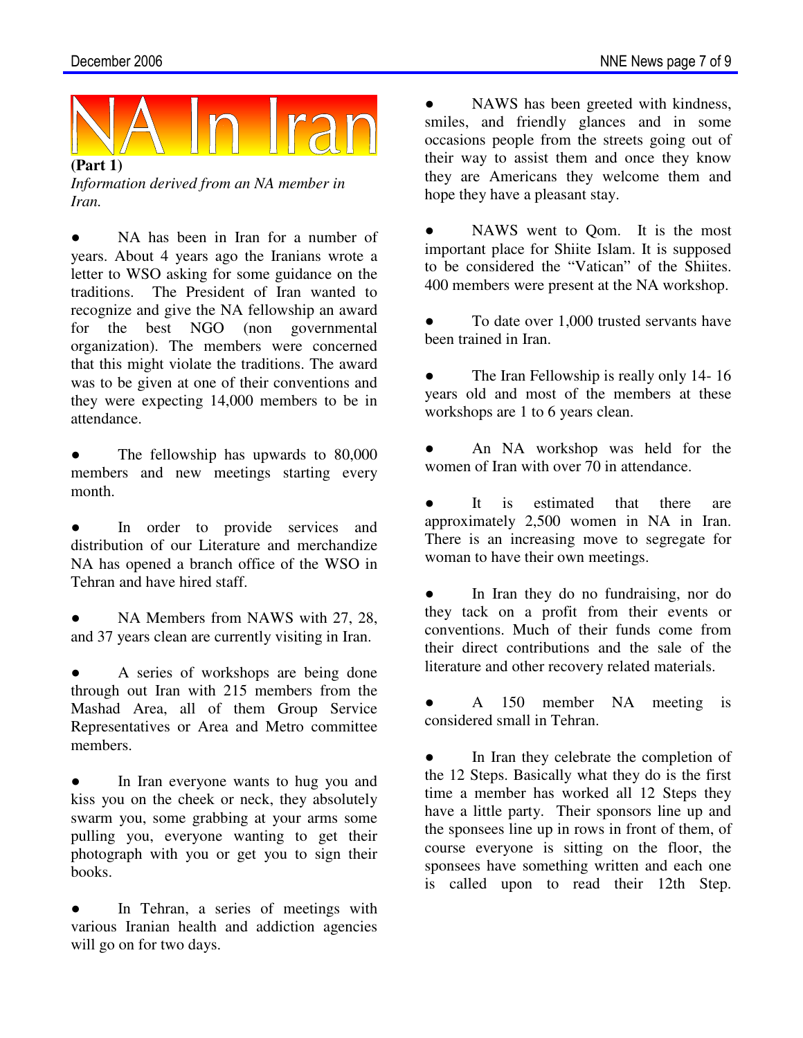# NA In Iran

**(Part 1)**

*Information derived from an NA member in Iran.*

- NA has been in Iran for a number of years. About 4 years ago the Iranians wrote a letter to WSO asking for some guidance on the traditions. The President of Iran wanted to recognize and give the NA fellowship an award for the best NGO (non governmental organization). The members were concerned that this might violate the traditions. The award was to be given at one of their conventions and they were expecting 14,000 members to be in attendance.

- The fellowship has upwards to 80,000 members and new meetings starting every month.

- In order to provide services and distribution of our Literature and merchandize NA has opened a branch office of the WSO in Tehran and have hired staff.

- NA Members from NAWS with 27, 28, and 37 years clean are currently visiting in Iran.

- A series of workshops are being done through out Iran with 215 members from the Mashad Area, all of them Group Service Representatives or Area and Metro committee members.

- In Iran everyone wants to hug you and kiss you on the cheek or neck, they absolutely swarm you, some grabbing at your arms some pulling you, everyone wanting to get their photograph with you or get you to sign their books.

- In Tehran, a series of meetings with various Iranian health and addiction agencies will go on for two days.

- NAWS has been greeted with kindness, smiles, and friendly glances and in some occasions people from the streets going out of their way to assist them and once they know they are Americans they welcome them and hope they have a pleasant stay.

- NAWS went to Qom. It is the most important place for Shiite Islam. It is supposed to be considered the "Vatican" of the Shiites. 400 members were present at the NA workshop.

- To date over 1,000 trusted servants have been trained in Iran.

- The Iran Fellowship is really only 14- 16 years old and most of the members at these workshops are 1 to 6 years clean.

- An NA workshop was held for the women of Iran with over 70 in attendance.

- It is estimated that there are approximately 2,500 women in NA in Iran. There is an increasing move to segregate for woman to have their own meetings.

- In Iran they do no fundraising, nor do they tack on a profit from their events or conventions. Much of their funds come from their direct contributions and the sale of the literature and other recovery related materials.

- A 150 member NA meeting is considered small in Tehran.

- In Iran they celebrate the completion of the 12 Steps. Basically what they do is the first time a member has worked all 12 Steps they have a little party. Their sponsors line up and the sponsees line up in rows in front of them, of course everyone is sitting on the floor, the sponsees have something written and each one is called upon to read their 12th Step.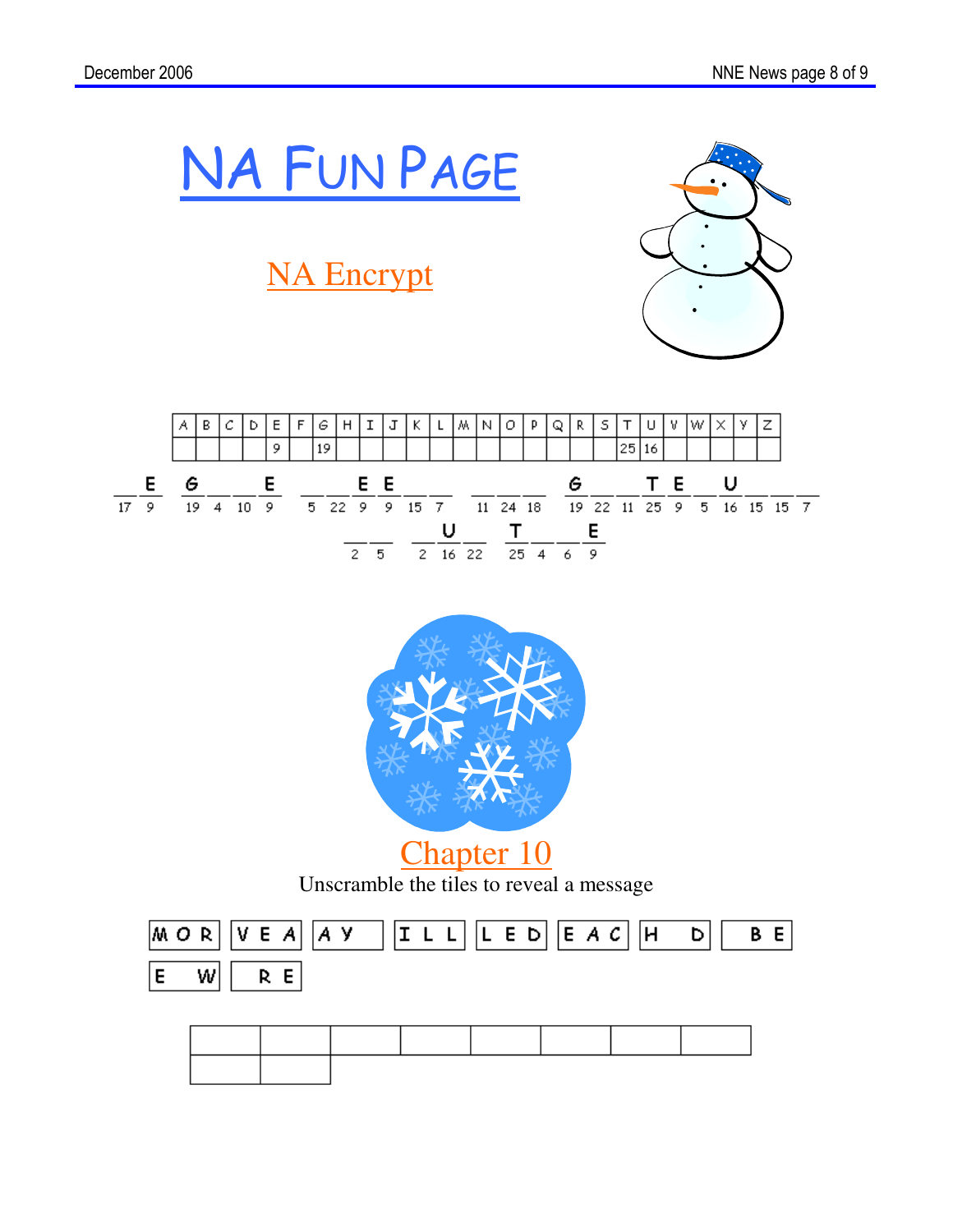# NA FUN PAGE

## NA Encrypt

| A | B | C | D | E | F | G | H | I | J | K | L | M | N | O | P | Q | R | S | T | U | V | W | X | Y | Z |
|---|---|---|---|---|---|---|---|---|---|---|---|---|---|---|---|---|---|---|---|---|---|---|---|---|---|
| | | | | 9 | | 19 | | | | | | | | | | | | | 25 | 16 | | | | | |

\_ E &nbsp; G \_ \_ E &nbsp; \_ \_ E E \_ \_ &nbsp; \_ \_ \_ &nbsp; G \_ \_ T E \_ U \_ \_ \_

17 9 &nbsp; 19 4 10 9 &nbsp; 5 22 9 9 15 7 &nbsp; 11 24 18 &nbsp; 19 22 11 25 9 5 16 15 15 7

\_ \_ &nbsp; \_ U \_ &nbsp; T \_ \_ E

2 5 &nbsp; 2 16 22 &nbsp; 25 4 6 9

## Chapter 10

Unscramble the tiles to reveal a message

| MOR | VEA | AY | ILL | LED | EAC | H D | BE |
|---|---|---|---|---|---|---|---|
| E W | RE | | | | | | |

| | | | | | | | |
|---|---|---|---|---|---|---|---|
| | | | | | | | |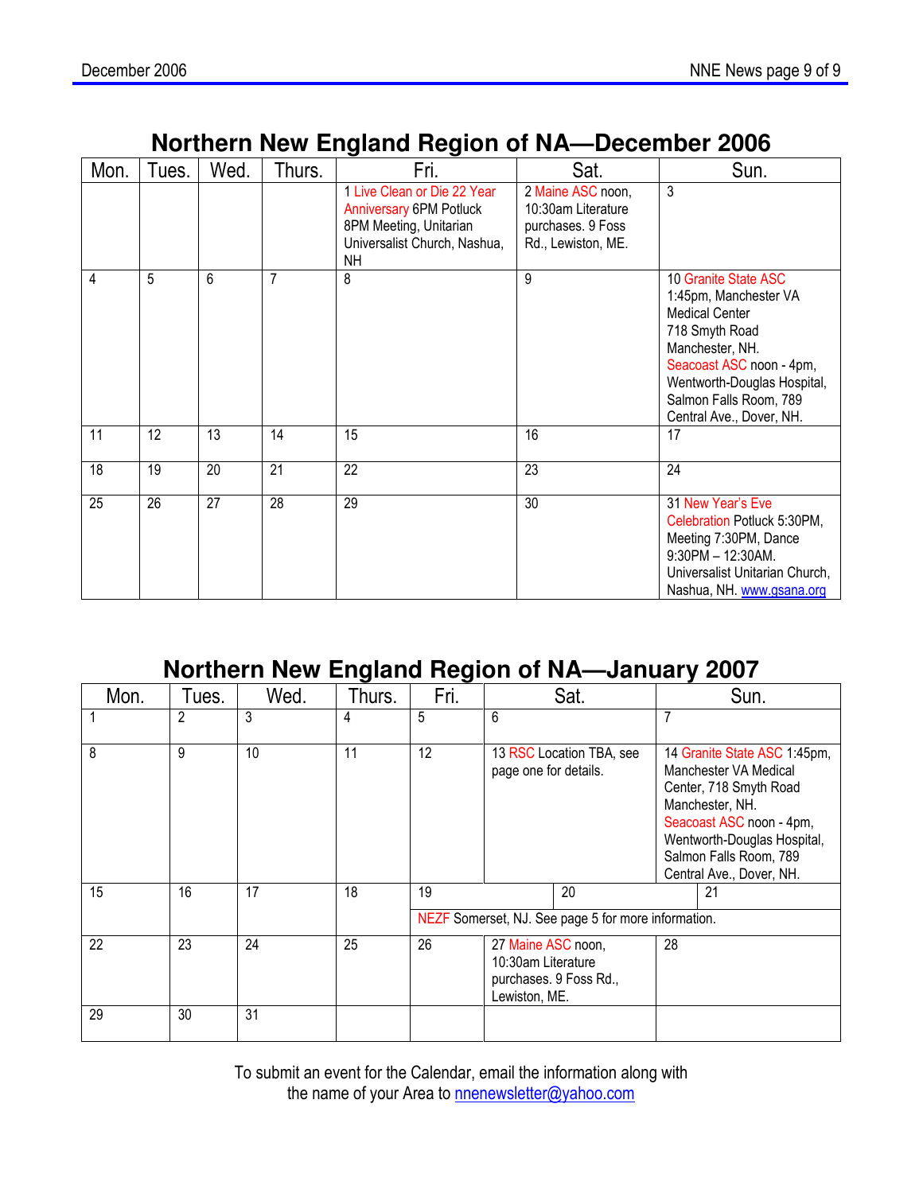## Northern New England Region of NA—December 2006

| Mon. | Tues. | Wed. | Thurs. | Fri. | Sat. | Sun. |
|---|---|---|---|---|---|---|
| | | | | 1 Live Clean or Die 22 Year Anniversary 6PM Potluck 8PM Meeting, Unitarian Universalist Church, Nashua, NH | 2 Maine ASC noon, 10:30am Literature purchases. 9 Foss Rd., Lewiston, ME. | 3 |
| 4 | 5 | 6 | 7 | 8 | 9 | 10 Granite State ASC 1:45pm, Manchester VA Medical Center 718 Smyth Road Manchester, NH. Seacoast ASC noon - 4pm, Wentworth-Douglas Hospital, Salmon Falls Room, 789 Central Ave., Dover, NH. |
| 11 | 12 | 13 | 14 | 15 | 16 | 17 |
| 18 | 19 | 20 | 21 | 22 | 23 | 24 |
| 25 | 26 | 27 | 28 | 29 | 30 | 31 New Year's Eve Celebration Potluck 5:30PM, Meeting 7:30PM, Dance 9:30PM – 12:30AM. Universalist Unitarian Church, Nashua, NH. www.gsana.org |

## Northern New England Region of NA—January 2007

| Mon. | Tues. | Wed. | Thurs. | Fri. | Sat. | Sun. |
|---|---|---|---|---|---|---|
| 1 | 2 | 3 | 4 | 5 | 6 | 7 |
| 8 | 9 | 10 | 11 | 12 | 13 RSC Location TBA, see page one for details. | 14 Granite State ASC 1:45pm, Manchester VA Medical Center, 718 Smyth Road Manchester, NH. Seacoast ASC noon - 4pm, Wentworth-Douglas Hospital, Salmon Falls Room, 789 Central Ave., Dover, NH. |
| 15 | 16 | 17 | 18 | 19 NEZF Somerset, NJ. See page 5 for more information. | 20 | 21 |
| 22 | 23 | 24 | 25 | 26 | 27 Maine ASC noon, 10:30am Literature purchases. 9 Foss Rd., Lewiston, ME. | 28 |
| 29 | 30 | 31 | | | | |

To submit an event for the Calendar, email the information along with the name of your Area to nnenewsletter@yahoo.com